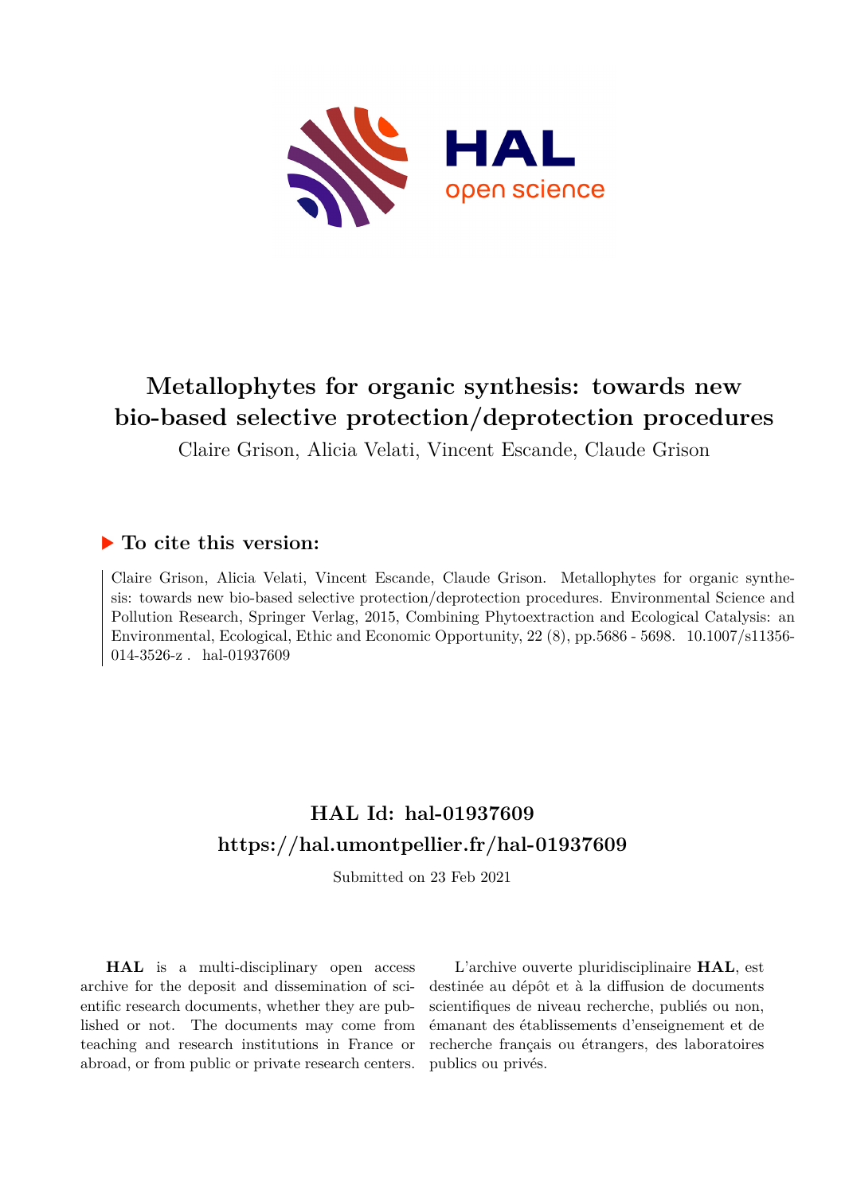# Metallophytes for organic synthesis: towards new bio-based selective protection/deprotection procedures

Claire Grison, Alicia Velati, Vincent Escande, Claude Grison

## ▶ To cite this version:

Claire Grison, Alicia Velati, Vincent Escande, Claude Grison. Metallophytes for organic synthesis: towards new bio-based selective protection/deprotection procedures. Environmental Science and Pollution Research, Springer Verlag, 2015, Combining Phytoextraction and Ecological Catalysis: an Environmental, Ecological, Ethic and Economic Opportunity, 22 (8), pp.5686 - 5698. 10.1007/s11356-014-3526-z . hal-01937609

## HAL Id: hal-01937609
## https://hal.umontpellier.fr/hal-01937609

Submitted on 23 Feb 2021

**HAL** is a multi-disciplinary open access archive for the deposit and dissemination of scientific research documents, whether they are published or not. The documents may come from teaching and research institutions in France or abroad, or from public or private research centers.

L'archive ouverte pluridisciplinaire **HAL**, est destinée au dépôt et à la diffusion de documents scientifiques de niveau recherche, publiés ou non, émanant des établissements d'enseignement et de recherche français ou étrangers, des laboratoires publics ou privés.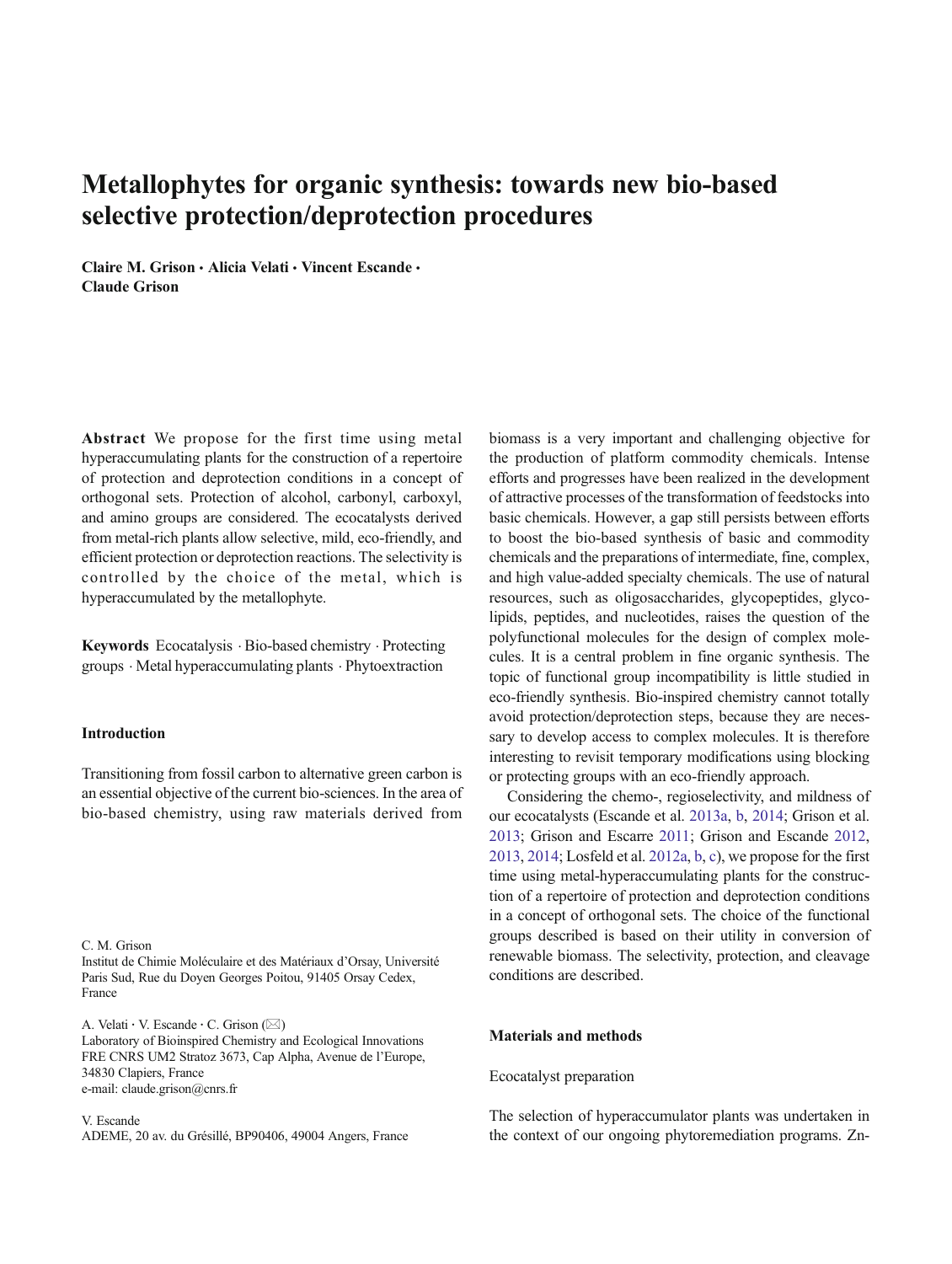# Metallophytes for organic synthesis: towards new bio-based selective protection/deprotection procedures

**Claire M. Grison · Alicia Velati · Vincent Escande · Claude Grison**

**Abstract** We propose for the first time using metal hyperaccumulating plants for the construction of a repertoire of protection and deprotection conditions in a concept of orthogonal sets. Protection of alcohol, carbonyl, carboxyl, and amino groups are considered. The ecocatalysts derived from metal-rich plants allow selective, mild, eco-friendly, and efficient protection or deprotection reactions. The selectivity is controlled by the choice of the metal, which is hyperaccumulated by the metallophyte.

**Keywords** Ecocatalysis · Bio-based chemistry · Protecting groups · Metal hyperaccumulating plants · Phytoextraction

## Introduction

Transitioning from fossil carbon to alternative green carbon is an essential objective of the current bio-sciences. In the area of bio-based chemistry, using raw materials derived from biomass is a very important and challenging objective for the production of platform commodity chemicals. Intense efforts and progresses have been realized in the development of attractive processes of the transformation of feedstocks into basic chemicals. However, a gap still persists between efforts to boost the bio-based synthesis of basic and commodity chemicals and the preparations of intermediate, fine, complex, and high value-added specialty chemicals. The use of natural resources, such as oligosaccharides, glycopeptides, glycolipids, peptides, and nucleotides, raises the question of the polyfunctional molecules for the design of complex molecules. It is a central problem in fine organic synthesis. The topic of functional group incompatibility is little studied in eco-friendly synthesis. Bio-inspired chemistry cannot totally avoid protection/deprotection steps, because they are necessary to develop access to complex molecules. It is therefore interesting to revisit temporary modifications using blocking or protecting groups with an eco-friendly approach.

Considering the chemo-, regioselectivity, and mildness of our ecocatalysts (Escande et al. 2013a, b, 2014; Grison et al. 2013; Grison and Escarre 2011; Grison and Escande 2012, 2013, 2014; Losfeld et al. 2012a, b, c), we propose for the first time using metal-hyperaccumulating plants for the construction of a repertoire of protection and deprotection conditions in a concept of orthogonal sets. The choice of the functional groups described is based on their utility in conversion of renewable biomass. The selectivity, protection, and cleavage conditions are described.

## Materials and methods

### Ecocatalyst preparation

The selection of hyperaccumulator plants was undertaken in the context of our ongoing phytoremediation programs. Zn-

C. M. Grison
Institut de Chimie Moléculaire et des Matériaux d'Orsay, Université Paris Sud, Rue du Doyen Georges Poitou, 91405 Orsay Cedex, France

A. Velati · V. Escande · C. Grison (✉)
Laboratory of Bioinspired Chemistry and Ecological Innovations FRE CNRS UM2 Stratoz 3673, Cap Alpha, Avenue de l'Europe, 34830 Clapiers, France
e-mail: claude.grison@cnrs.fr

V. Escande
ADEME, 20 av. du Grésillé, BP90406, 49004 Angers, France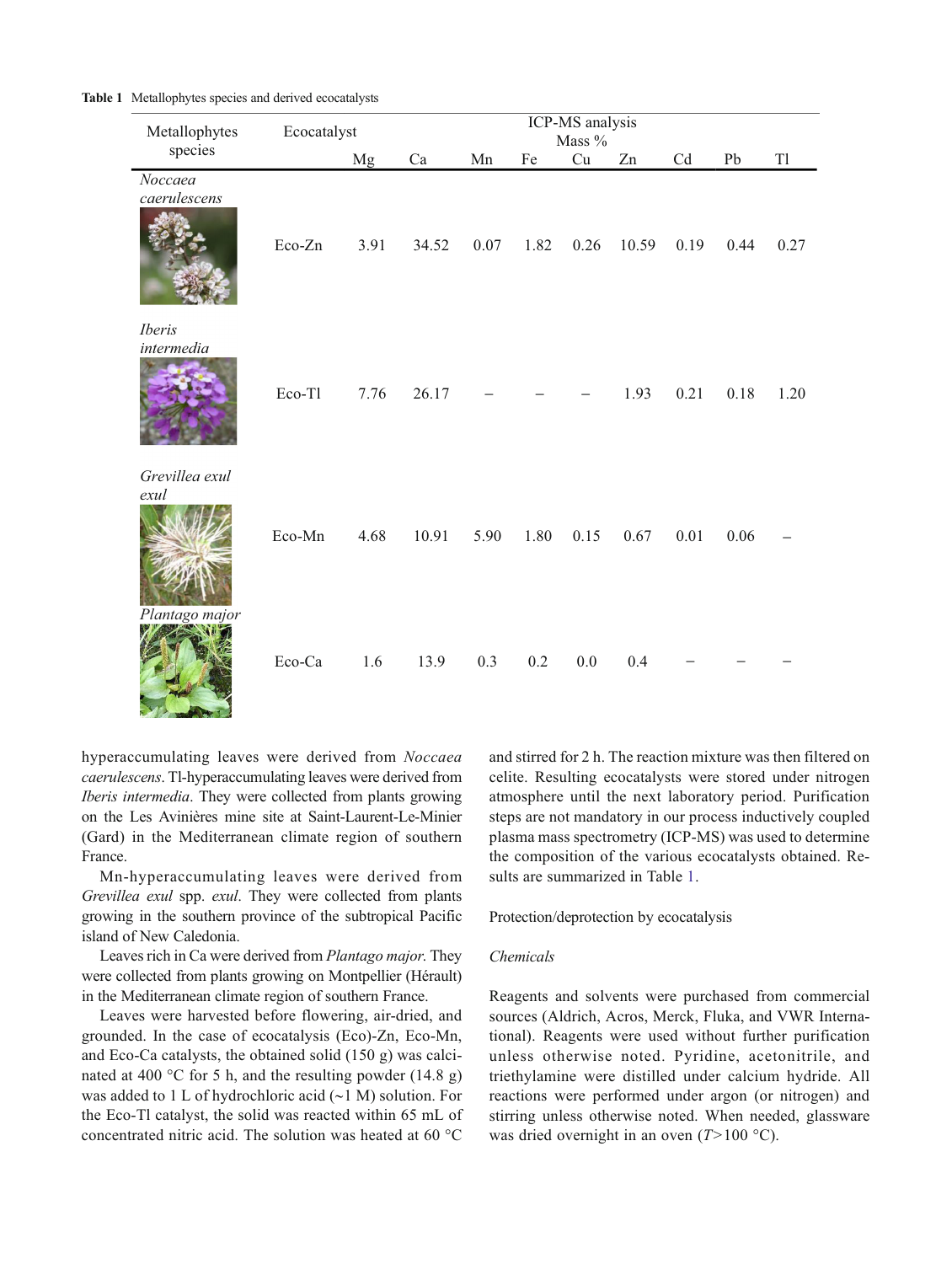**Table 1** Metallophytes species and derived ecocatalysts

| Metallophytes species | Ecocatalyst | ICP-MS analysis Mass % | | | | | | | | |
|---|---|---|---|---|---|---|---|---|---|---|
| | | Mg | Ca | Mn | Fe | Cu | Zn | Cd | Pb | Tl |
| *Noccaea caerulescens* | Eco-Zn | 3.91 | 34.52 | 0.07 | 1.82 | 0.26 | 10.59 | 0.19 | 0.44 | 0.27 |
| *Iberis intermedia* | Eco-Tl | 7.76 | 26.17 | – | – | – | 1.93 | 0.21 | 0.18 | 1.20 |
| *Grevillea exul exul* | Eco-Mn | 4.68 | 10.91 | 5.90 | 1.80 | 0.15 | 0.67 | 0.01 | 0.06 | – |
| *Plantago major* | Eco-Ca | 1.6 | 13.9 | 0.3 | 0.2 | 0.0 | 0.4 | – | – | – |

hyperaccumulating leaves were derived from *Noccaea caerulescens*. Tl-hyperaccumulating leaves were derived from *Iberis intermedia*. They were collected from plants growing on the Les Avinières mine site at Saint-Laurent-Le-Minier (Gard) in the Mediterranean climate region of southern France.

Mn-hyperaccumulating leaves were derived from *Grevillea exul* spp. *exul*. They were collected from plants growing in the southern province of the subtropical Pacific island of New Caledonia.

Leaves rich in Ca were derived from *Plantago major*. They were collected from plants growing on Montpellier (Hérault) in the Mediterranean climate region of southern France.

Leaves were harvested before flowering, air-dried, and grounded. In the case of ecocatalysis (Eco)-Zn, Eco-Mn, and Eco-Ca catalysts, the obtained solid (150 g) was calcinated at 400 °C for 5 h, and the resulting powder (14.8 g) was added to 1 L of hydrochloric acid (~1 M) solution. For the Eco-Tl catalyst, the solid was reacted within 65 mL of concentrated nitric acid. The solution was heated at 60 °C and stirred for 2 h. The reaction mixture was then filtered on celite. Resulting ecocatalysts were stored under nitrogen atmosphere until the next laboratory period. Purification steps are not mandatory in our process inductively coupled plasma mass spectrometry (ICP-MS) was used to determine the composition of the various ecocatalysts obtained. Results are summarized in Table 1.

## Protection/deprotection by ecocatalysis

### *Chemicals*

Reagents and solvents were purchased from commercial sources (Aldrich, Acros, Merck, Fluka, and VWR International). Reagents were used without further purification unless otherwise noted. Pyridine, acetonitrile, and triethylamine were distilled under calcium hydride. All reactions were performed under argon (or nitrogen) and stirring unless otherwise noted. When needed, glassware was dried overnight in an oven ($T$>100 °C).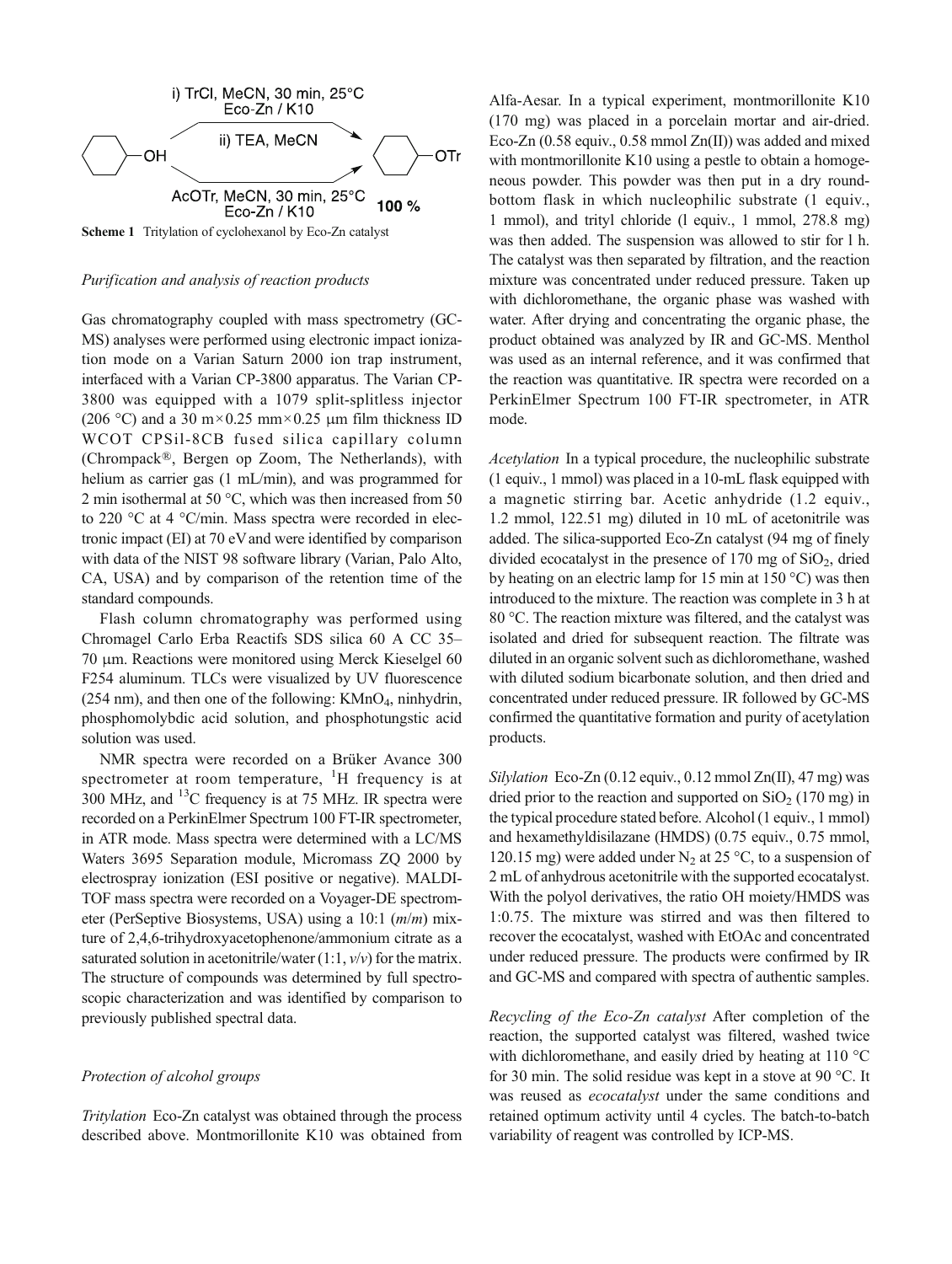i) TrCl, MeCN, 30 min, 25°C
Eco-Zn / K10

ii) TEA, MeCN

AcOTr, MeCN, 30 min, 25°C
Eco-Zn / K10 100 %

**Scheme 1** Tritylation of cyclohexanol by Eco-Zn catalyst

*Purification and analysis of reaction products*

Gas chromatography coupled with mass spectrometry (GC-MS) analyses were performed using electronic impact ionization mode on a Varian Saturn 2000 ion trap instrument, interfaced with a Varian CP-3800 apparatus. The Varian CP-3800 was equipped with a 1079 split-splitless injector (206 °C) and a 30 m×0.25 mm×0.25 μm film thickness ID WCOT CPSil-8CB fused silica capillary column (Chrompack®, Bergen op Zoom, The Netherlands), with helium as carrier gas (1 mL/min), and was programmed for 2 min isothermal at 50 °C, which was then increased from 50 to 220 °C at 4 °C/min. Mass spectra were recorded in electronic impact (EI) at 70 eV and were identified by comparison with data of the NIST 98 software library (Varian, Palo Alto, CA, USA) and by comparison of the retention time of the standard compounds.

Flash column chromatography was performed using Chromagel Carlo Erba Reactifs SDS silica 60 A CC 35–70 μm. Reactions were monitored using Merck Kieselgel 60 F254 aluminum. TLCs were visualized by UV fluorescence (254 nm), and then one of the following: $KMnO_4$, ninhydrin, phosphomolybdic acid solution, and phosphotungstic acid solution was used.

NMR spectra were recorded on a Brüker Avance 300 spectrometer at room temperature, $^{1}H$ frequency is at 300 MHz, and $^{13}C$ frequency is at 75 MHz. IR spectra were recorded on a PerkinElmer Spectrum 100 FT-IR spectrometer, in ATR mode. Mass spectra were determined with a LC/MS Waters 3695 Separation module, Micromass ZQ 2000 by electrospray ionization (ESI positive or negative). MALDI-TOF mass spectra were recorded on a Voyager-DE spectrometer (PerSeptive Biosystems, USA) using a 10:1 (*m*/*m*) mixture of 2,4,6-trihydroxyacetophenone/ammonium citrate as a saturated solution in acetonitrile/water (1:1, *v*/*v*) for the matrix. The structure of compounds was determined by full spectroscopic characterization and was identified by comparison to previously published spectral data.

*Protection of alcohol groups*

*Tritylation* Eco-Zn catalyst was obtained through the process described above. Montmorillonite K10 was obtained from Alfa-Aesar. In a typical experiment, montmorillonite K10 (170 mg) was placed in a porcelain mortar and air-dried. Eco-Zn (0.58 equiv., 0.58 mmol Zn(II)) was added and mixed with montmorillonite K10 using a pestle to obtain a homogeneous powder. This powder was then put in a dry round-bottom flask in which nucleophilic substrate (1 equiv., 1 mmol), and trityl chloride (l equiv., 1 mmol, 278.8 mg) was then added. The suspension was allowed to stir for l h. The catalyst was then separated by filtration, and the reaction mixture was concentrated under reduced pressure. Taken up with dichloromethane, the organic phase was washed with water. After drying and concentrating the organic phase, the product obtained was analyzed by IR and GC-MS. Menthol was used as an internal reference, and it was confirmed that the reaction was quantitative. IR spectra were recorded on a PerkinElmer Spectrum 100 FT-IR spectrometer, in ATR mode.

*Acetylation* In a typical procedure, the nucleophilic substrate (1 equiv., 1 mmol) was placed in a 10-mL flask equipped with a magnetic stirring bar. Acetic anhydride (1.2 equiv., 1.2 mmol, 122.51 mg) diluted in 10 mL of acetonitrile was added. The silica-supported Eco-Zn catalyst (94 mg of finely divided ecocatalyst in the presence of 170 mg of $SiO_2$, dried by heating on an electric lamp for 15 min at 150 °C) was then introduced to the mixture. The reaction was complete in 3 h at 80 °C. The reaction mixture was filtered, and the catalyst was isolated and dried for subsequent reaction. The filtrate was diluted in an organic solvent such as dichloromethane, washed with diluted sodium bicarbonate solution, and then dried and concentrated under reduced pressure. IR followed by GC-MS confirmed the quantitative formation and purity of acetylation products.

*Silylation* Eco-Zn (0.12 equiv., 0.12 mmol Zn(II), 47 mg) was dried prior to the reaction and supported on $SiO_2$ (170 mg) in the typical procedure stated before. Alcohol (1 equiv., 1 mmol) and hexamethyldisilazane (HMDS) (0.75 equiv., 0.75 mmol, 120.15 mg) were added under $N_2$ at 25 °C, to a suspension of 2 mL of anhydrous acetonitrile with the supported ecocatalyst. With the polyol derivatives, the ratio OH moiety/HMDS was 1:0.75. The mixture was stirred and was then filtered to recover the ecocatalyst, washed with EtOAc and concentrated under reduced pressure. The products were confirmed by IR and GC-MS and compared with spectra of authentic samples.

*Recycling of the Eco-Zn catalyst* After completion of the reaction, the supported catalyst was filtered, washed twice with dichloromethane, and easily dried by heating at 110 °C for 30 min. The solid residue was kept in a stove at 90 °C. It was reused as *ecocatalyst* under the same conditions and retained optimum activity until 4 cycles. The batch-to-batch variability of reagent was controlled by ICP-MS.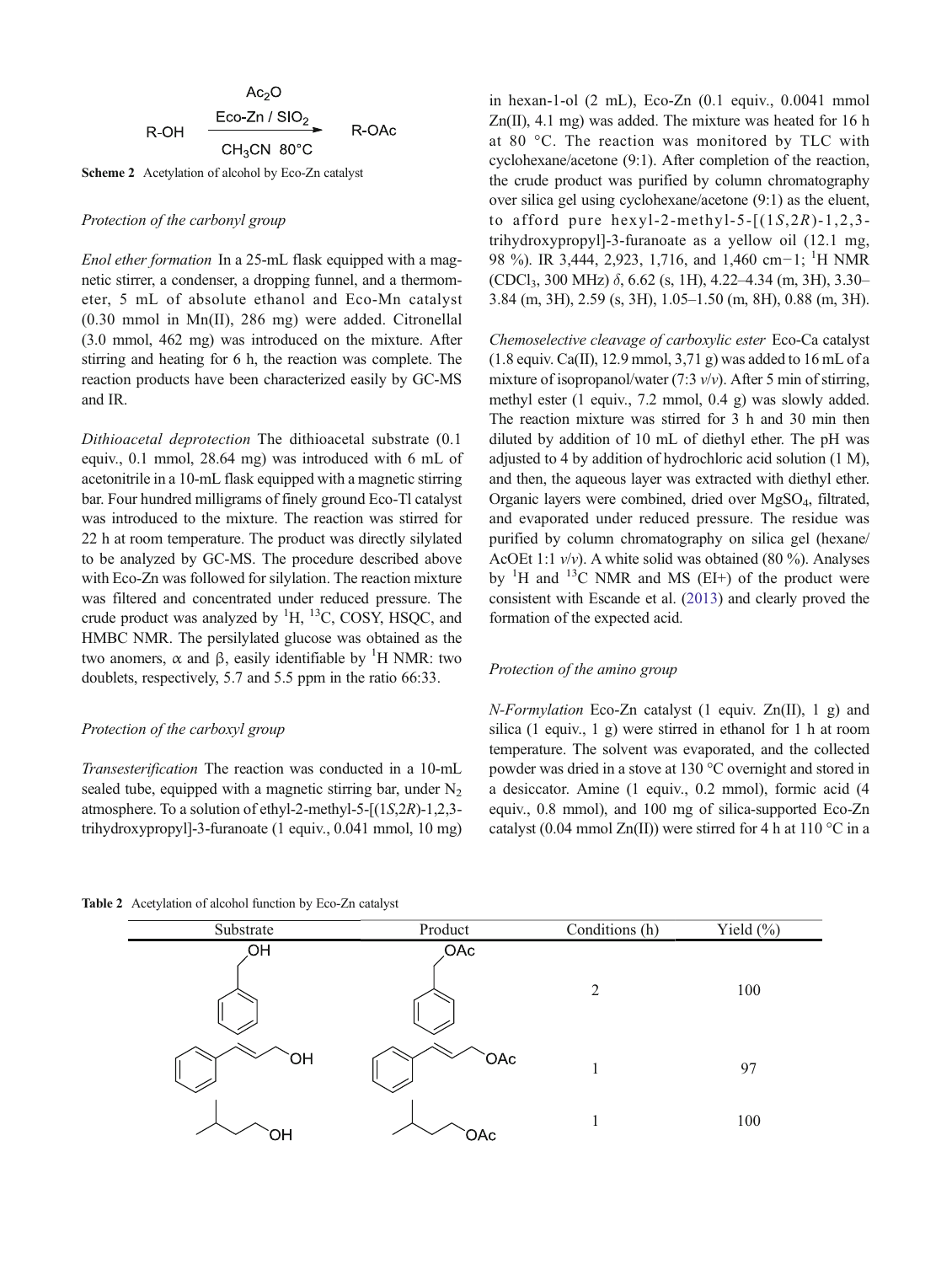$$R\text{-}OH \xrightarrow[CH_3CN\ 80°C]{Ac_2O,\ \text{Eco-Zn / SIO}_2} R\text{-}OAc$$

**Scheme 2** Acetylation of alcohol by Eco-Zn catalyst

### *Protection of the carbonyl group*

*Enol ether formation* In a 25-mL flask equipped with a magnetic stirrer, a condenser, a dropping funnel, and a thermometer, 5 mL of absolute ethanol and Eco-Mn catalyst (0.30 mmol in Mn(II), 286 mg) were added. Citronellal (3.0 mmol, 462 mg) was introduced on the mixture. After stirring and heating for 6 h, the reaction was complete. The reaction products have been characterized easily by GC-MS and IR.

*Dithioacetal deprotection* The dithioacetal substrate (0.1 equiv., 0.1 mmol, 28.64 mg) was introduced with 6 mL of acetonitrile in a 10-mL flask equipped with a magnetic stirring bar. Four hundred milligrams of finely ground Eco-Tl catalyst was introduced to the mixture. The reaction was stirred for 22 h at room temperature. The product was directly silylated to be analyzed by GC-MS. The procedure described above with Eco-Zn was followed for silylation. The reaction mixture was filtered and concentrated under reduced pressure. The crude product was analyzed by $^{1}H$, $^{13}C$, COSY, HSQC, and HMBC NMR. The persilylated glucose was obtained as the two anomers, α and β, easily identifiable by $^{1}H$ NMR: two doublets, respectively, 5.7 and 5.5 ppm in the ratio 66:33.

### *Protection of the carboxyl group*

*Transesterification* The reaction was conducted in a 10-mL sealed tube, equipped with a magnetic stirring bar, under $N_2$ atmosphere. To a solution of ethyl-2-methyl-5-[(1*S*,2*R*)-1,2,3-trihydroxypropyl]-3-furanoate (1 equiv., 0.041 mmol, 10 mg) in hexan-1-ol (2 mL), Eco-Zn (0.1 equiv., 0.0041 mmol Zn(II), 4.1 mg) was added. The mixture was heated for 16 h at 80 °C. The reaction was monitored by TLC with cyclohexane/acetone (9:1). After completion of the reaction, the crude product was purified by column chromatography over silica gel using cyclohexane/acetone (9:1) as the eluent, to afford pure hexyl-2-methyl-5-[(1*S*,2*R*)-1,2,3-trihydroxypropyl]-3-furanoate as a yellow oil (12.1 mg, 98 %). IR 3,444, 2,923, 1,716, and 1,460 cm−1; $^{1}H$ NMR ($CDCl_3$, 300 MHz) *δ*, 6.62 (s, 1H), 4.22–4.34 (m, 3H), 3.30–3.84 (m, 3H), 2.59 (s, 3H), 1.05–1.50 (m, 8H), 0.88 (m, 3H).

*Chemoselective cleavage of carboxylic ester* Eco-Ca catalyst (1.8 equiv. Ca(II), 12.9 mmol, 3,71 g) was added to 16 mL of a mixture of isopropanol/water (7:3 *v*/*v*). After 5 min of stirring, methyl ester (1 equiv., 7.2 mmol, 0.4 g) was slowly added. The reaction mixture was stirred for 3 h and 30 min then diluted by addition of 10 mL of diethyl ether. The pH was adjusted to 4 by addition of hydrochloric acid solution (1 M), and then, the aqueous layer was extracted with diethyl ether. Organic layers were combined, dried over $MgSO_4$, filtrated, and evaporated under reduced pressure. The residue was purified by column chromatography on silica gel (hexane/AcOEt 1:1 *v*/*v*). A white solid was obtained (80 %). Analyses by $^{1}H$ and $^{13}C$ NMR and MS (EI+) of the product were consistent with Escande et al. (2013) and clearly proved the formation of the expected acid.

### *Protection of the amino group*

*N-Formylation* Eco-Zn catalyst (1 equiv. Zn(II), 1 g) and silica (1 equiv., 1 g) were stirred in ethanol for 1 h at room temperature. The solvent was evaporated, and the collected powder was dried in a stove at 130 °C overnight and stored in a desiccator. Amine (1 equiv., 0.2 mmol), formic acid (4 equiv., 0.8 mmol), and 100 mg of silica-supported Eco-Zn catalyst (0.04 mmol Zn(II)) were stirred for 4 h at 110 °C in a

**Table 2** Acetylation of alcohol function by Eco-Zn catalyst

| Substrate | Product | Conditions (h) | Yield (%) |
|---|---|---|---|
| Benzyl alcohol (PhCH$_2$OH) | Benzyl acetate (PhCH$_2$OAc) | 2 | 100 |
| Cinnamyl alcohol (PhCH=CHCH$_2$OH) | Cinnamyl acetate (PhCH=CHCH$_2$OAc) | 1 | 97 |
| 3-Methylbutan-1-ol | 3-Methylbutyl acetate | 1 | 100 |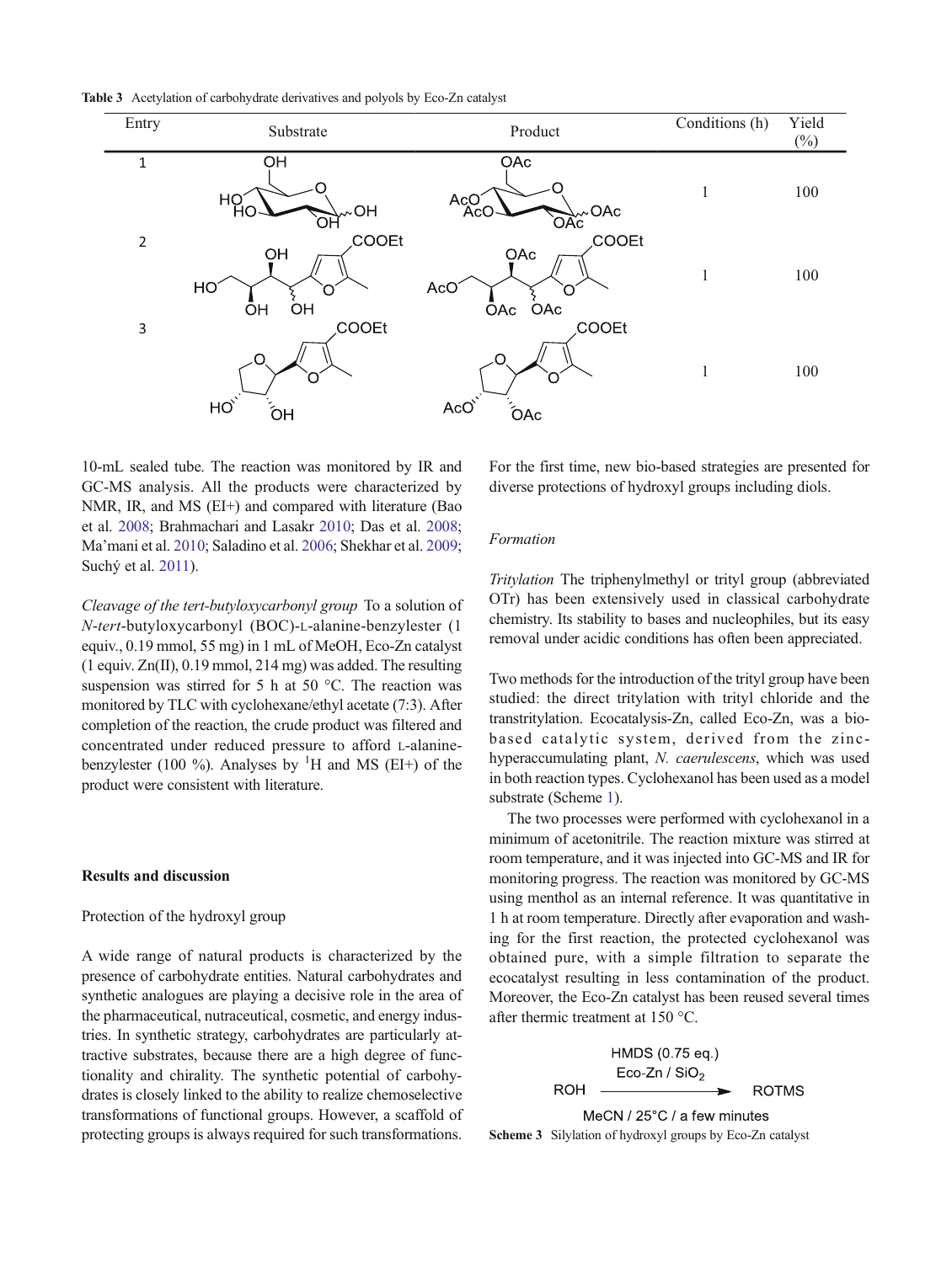**Table 3** Acetylation of carbohydrate derivatives and polyols by Eco-Zn catalyst

| Entry | Substrate | Product | Conditions (h) | Yield (%) |
|---|---|---|---|---|
| 1 | | | 1 | 100 |
| 2 | | | 1 | 100 |
| 3 | | | 1 | 100 |

10-mL sealed tube. The reaction was monitored by IR and GC-MS analysis. All the products were characterized by NMR, IR, and MS (EI+) and compared with literature (Bao et al. 2008; Brahmachari and Lasakr 2010; Das et al. 2008; Ma'mani et al. 2010; Saladino et al. 2006; Shekhar et al. 2009; Suchý et al. 2011).

*Cleavage of the tert-butyloxycarbonyl group* To a solution of *N-tert*-butyloxycarbonyl (BOC)-L-alanine-benzylester (1 equiv., 0.19 mmol, 55 mg) in 1 mL of MeOH, Eco-Zn catalyst (1 equiv. Zn(II), 0.19 mmol, 214 mg) was added. The resulting suspension was stirred for 5 h at 50 °C. The reaction was monitored by TLC with cyclohexane/ethyl acetate (7:3). After completion of the reaction, the crude product was filtered and concentrated under reduced pressure to afford L-alanine-benzylester (100 %). Analyses by $^{1}$H and MS (EI+) of the product were consistent with literature.

## Results and discussion

### Protection of the hydroxyl group

A wide range of natural products is characterized by the presence of carbohydrate entities. Natural carbohydrates and synthetic analogues are playing a decisive role in the area of the pharmaceutical, nutraceutical, cosmetic, and energy industries. In synthetic strategy, carbohydrates are particularly attractive substrates, because there are a high degree of functionality and chirality. The synthetic potential of carbohydrates is closely linked to the ability to realize chemoselective transformations of functional groups. However, a scaffold of protecting groups is always required for such transformations. For the first time, new bio-based strategies are presented for diverse protections of hydroxyl groups including diols.

#### *Formation*

*Tritylation* The triphenylmethyl or trityl group (abbreviated OTr) has been extensively used in classical carbohydrate chemistry. Its stability to bases and nucleophiles, but its easy removal under acidic conditions has often been appreciated.

Two methods for the introduction of the trityl group have been studied: the direct tritylation with trityl chloride and the transtritylation. Ecocatalysis-Zn, called Eco-Zn, was a bio-based catalytic system, derived from the zinc-hyperaccumulating plant, *N. caerulescens*, which was used in both reaction types. Cyclohexanol has been used as a model substrate (Scheme 1).

The two processes were performed with cyclohexanol in a minimum of acetonitrile. The reaction mixture was stirred at room temperature, and it was injected into GC-MS and IR for monitoring progress. The reaction was monitored by GC-MS using menthol as an internal reference. It was quantitative in 1 h at room temperature. Directly after evaporation and washing for the first reaction, the protected cyclohexanol was obtained pure, with a simple filtration to separate the ecocatalyst resulting in less contamination of the product. Moreover, the Eco-Zn catalyst has been reused several times after thermic treatment at 150 °C.

ROH → ROTMS
HMDS (0.75 eq.)
Eco-Zn / $SiO_2$
MeCN / 25°C / a few minutes

**Scheme 3** Silylation of hydroxyl groups by Eco-Zn catalyst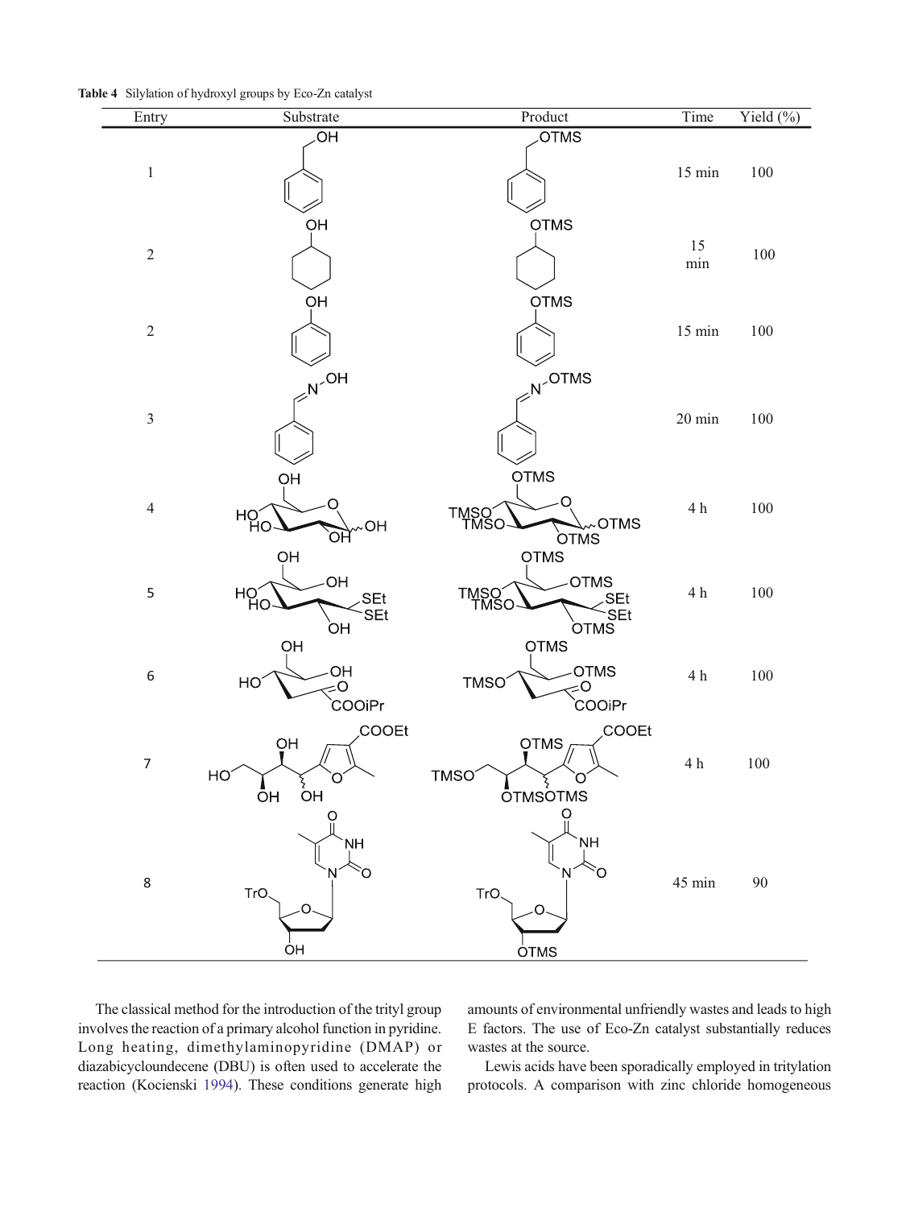**Table 4** Silylation of hydroxyl groups by Eco-Zn catalyst

| Entry | Substrate | Product | Time | Yield (%) |
| --- | --- | --- | --- | --- |
| 1 | | | 15 min | 100 |
| 2 | | | 15 min | 100 |
| 2 | | | 15 min | 100 |
| 3 | | | 20 min | 100 |
| 4 | | | 4 h | 100 |
| 5 | | | 4 h | 100 |
| 6 | | | 4 h | 100 |
| 7 | | | 4 h | 100 |
| 8 | | | 45 min | 90 |

The classical method for the introduction of the trityl group involves the reaction of a primary alcohol function in pyridine. Long heating, dimethylaminopyridine (DMAP) or diazabicycloundecene (DBU) is often used to accelerate the reaction (Kocienski 1994). These conditions generate high amounts of environmental unfriendly wastes and leads to high E factors. The use of Eco-Zn catalyst substantially reduces wastes at the source.

Lewis acids have been sporadically employed in tritylation protocols. A comparison with zinc chloride homogeneous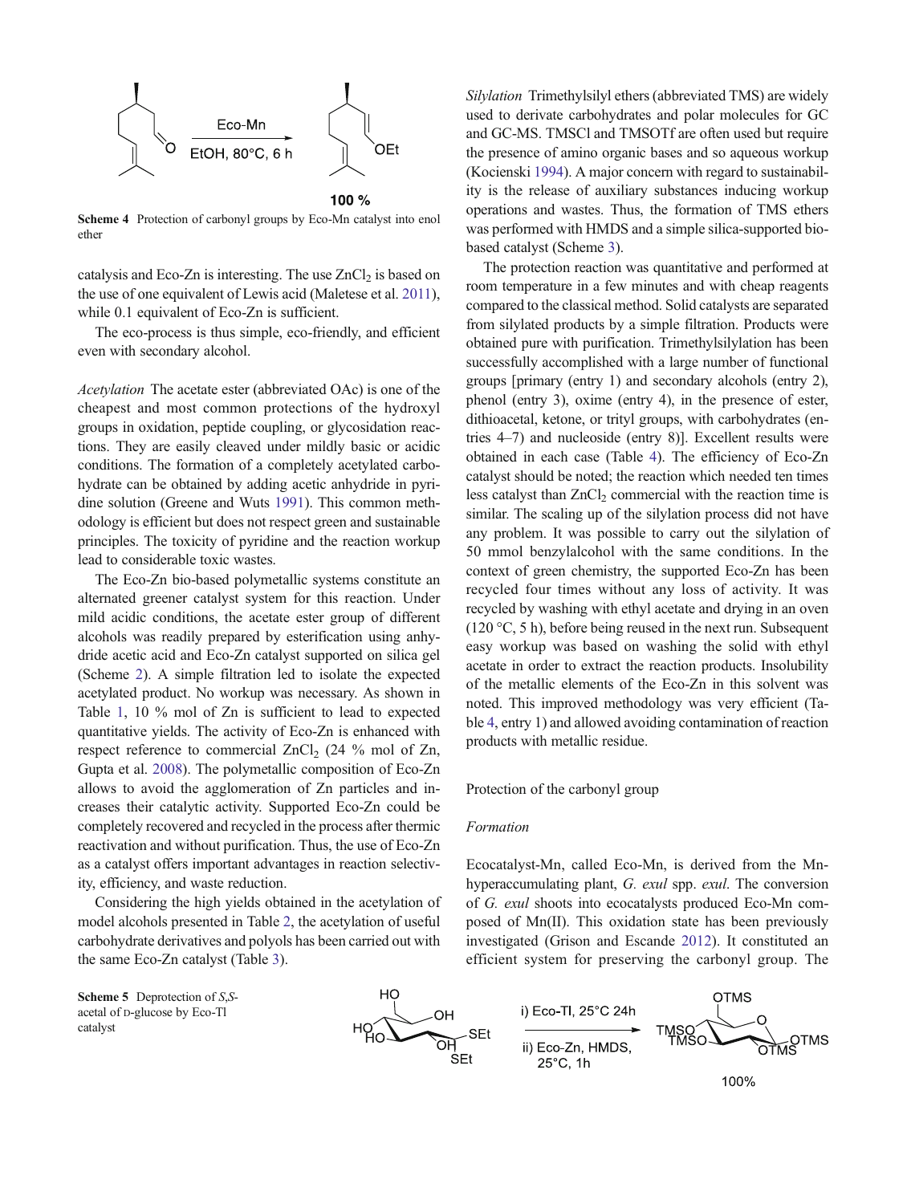Eco-Mn

EtOH, 80°C, 6 h

OEt

100 %

Scheme 4 Protection of carbonyl groups by Eco-Mn catalyst into enol ether

catalysis and Eco-Zn is interesting. The use $ZnCl_2$ is based on the use of one equivalent of Lewis acid (Maletese et al. 2011), while 0.1 equivalent of Eco-Zn is sufficient.

The eco-process is thus simple, eco-friendly, and efficient even with secondary alcohol.

*Acetylation* The acetate ester (abbreviated OAc) is one of the cheapest and most common protections of the hydroxyl groups in oxidation, peptide coupling, or glycosidation reactions. They are easily cleaved under mildly basic or acidic conditions. The formation of a completely acetylated carbohydrate can be obtained by adding acetic anhydride in pyridine solution (Greene and Wuts 1991). This common methodology is efficient but does not respect green and sustainable principles. The toxicity of pyridine and the reaction workup lead to considerable toxic wastes.

The Eco-Zn bio-based polymetallic systems constitute an alternated greener catalyst system for this reaction. Under mild acidic conditions, the acetate ester group of different alcohols was readily prepared by esterification using anhydride acetic acid and Eco-Zn catalyst supported on silica gel (Scheme 2). A simple filtration led to isolate the expected acetylated product. No workup was necessary. As shown in Table 1, 10 % mol of Zn is sufficient to lead to expected quantitative yields. The activity of Eco-Zn is enhanced with respect reference to commercial $ZnCl_2$ (24 % mol of Zn, Gupta et al. 2008). The polymetallic composition of Eco-Zn allows to avoid the agglomeration of Zn particles and increases their catalytic activity. Supported Eco-Zn could be completely recovered and recycled in the process after thermic reactivation and without purification. Thus, the use of Eco-Zn as a catalyst offers important advantages in reaction selectivity, efficiency, and waste reduction.

Considering the high yields obtained in the acetylation of model alcohols presented in Table 2, the acetylation of useful carbohydrate derivatives and polyols has been carried out with the same Eco-Zn catalyst (Table 3).

*Silylation* Trimethylsilyl ethers (abbreviated TMS) are widely used to derivate carbohydrates and polar molecules for GC and GC-MS. TMSCl and TMSOTf are often used but require the presence of amino organic bases and so aqueous workup (Kocienski 1994). A major concern with regard to sustainability is the release of auxiliary substances inducing workup operations and wastes. Thus, the formation of TMS ethers was performed with HMDS and a simple silica-supported bio-based catalyst (Scheme 3).

The protection reaction was quantitative and performed at room temperature in a few minutes and with cheap reagents compared to the classical method. Solid catalysts are separated from silylated products by a simple filtration. Products were obtained pure with purification. Trimethylsilylation has been successfully accomplished with a large number of functional groups [primary (entry 1) and secondary alcohols (entry 2), phenol (entry 3), oxime (entry 4), in the presence of ester, dithioacetal, ketone, or trityl groups, with carbohydrates (entries 4–7) and nucleoside (entry 8)]. Excellent results were obtained in each case (Table 4). The efficiency of Eco-Zn catalyst should be noted; the reaction which needed ten times less catalyst than $ZnCl_2$ commercial with the reaction time is similar. The scaling up of the silylation process did not have any problem. It was possible to carry out the silylation of 50 mmol benzylalcohol with the same conditions. In the context of green chemistry, the supported Eco-Zn has been recycled four times without any loss of activity. It was recycled by washing with ethyl acetate and drying in an oven (120 °C, 5 h), before being reused in the next run. Subsequent easy workup was based on washing the solid with ethyl acetate in order to extract the reaction products. Insolubility of the metallic elements of the Eco-Zn in this solvent was noted. This improved methodology was very efficient (Table 4, entry 1) and allowed avoiding contamination of reaction products with metallic residue.

## Protection of the carbonyl group

### *Formation*

Ecocatalyst-Mn, called Eco-Mn, is derived from the Mn-hyperaccumulating plant, *G. exul* spp. *exul*. The conversion of *G. exul* shoots into ecocatalysts produced Eco-Mn composed of Mn(II). This oxidation state has been previously investigated (Grison and Escande 2012). It constituted an efficient system for preserving the carbonyl group. The

i) Eco-Tl, 25°C 24h

ii) Eco-Zn, HMDS, 25°C, 1h

100%

Scheme 5 Deprotection of *S,S*-acetal of D-glucose by Eco-Tl catalyst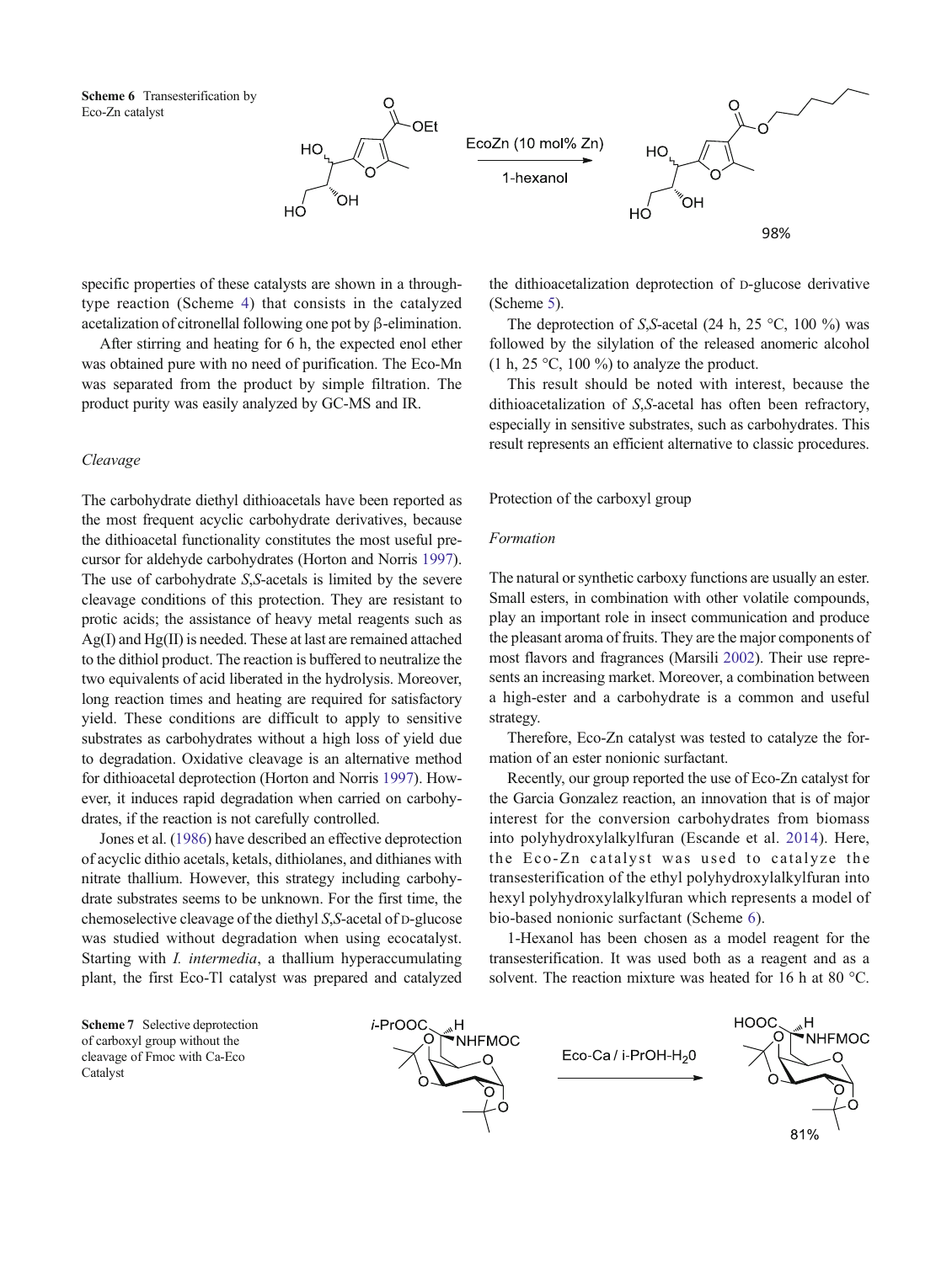**Scheme 6** Transesterification by Eco-Zn catalyst

EcoZn (10 mol% Zn)

1-hexanol

98%

specific properties of these catalysts are shown in a through-type reaction (Scheme 4) that consists in the catalyzed acetalization of citronellal following one pot by β-elimination.

After stirring and heating for 6 h, the expected enol ether was obtained pure with no need of purification. The Eco-Mn was separated from the product by simple filtration. The product purity was easily analyzed by GC-MS and IR.

*Cleavage*

The carbohydrate diethyl dithioacetals have been reported as the most frequent acyclic carbohydrate derivatives, because the dithioacetal functionality constitutes the most useful precursor for aldehyde carbohydrates (Horton and Norris 1997). The use of carbohydrate *S,S*-acetals is limited by the severe cleavage conditions of this protection. They are resistant to protic acids; the assistance of heavy metal reagents such as Ag(I) and Hg(II) is needed. These at last are remained attached to the dithiol product. The reaction is buffered to neutralize the two equivalents of acid liberated in the hydrolysis. Moreover, long reaction times and heating are required for satisfactory yield. These conditions are difficult to apply to sensitive substrates as carbohydrates without a high loss of yield due to degradation. Oxidative cleavage is an alternative method for dithioacetal deprotection (Horton and Norris 1997). However, it induces rapid degradation when carried on carbohydrates, if the reaction is not carefully controlled.

Jones et al. (1986) have described an effective deprotection of acyclic dithio acetals, ketals, dithiolanes, and dithianes with nitrate thallium. However, this strategy including carbohydrate substrates seems to be unknown. For the first time, the chemoselective cleavage of the diethyl *S,S*-acetal of D-glucose was studied without degradation when using ecocatalyst. Starting with *I. intermedia*, a thallium hyperaccumulating plant, the first Eco-Tl catalyst was prepared and catalyzed the dithioacetalization deprotection of D-glucose derivative (Scheme 5).

The deprotection of *S,S*-acetal (24 h, 25 °C, 100 %) was followed by the silylation of the released anomeric alcohol (1 h, 25 °C, 100 %) to analyze the product.

This result should be noted with interest, because the dithioacetalization of *S,S*-acetal has often been refractory, especially in sensitive substrates, such as carbohydrates. This result represents an efficient alternative to classic procedures.

## Protection of the carboxyl group

*Formation*

The natural or synthetic carboxy functions are usually an ester. Small esters, in combination with other volatile compounds, play an important role in insect communication and produce the pleasant aroma of fruits. They are the major components of most flavors and fragrances (Marsili 2002). Their use represents an increasing market. Moreover, a combination between a high-ester and a carbohydrate is a common and useful strategy.

Therefore, Eco-Zn catalyst was tested to catalyze the formation of an ester nonionic surfactant.

Recently, our group reported the use of Eco-Zn catalyst for the Garcia Gonzalez reaction, an innovation that is of major interest for the conversion carbohydrates from biomass into polyhydroxylalkylfuran (Escande et al. 2014). Here, the Eco-Zn catalyst was used to catalyze the transesterification of the ethyl polyhydroxylalkylfuran into hexyl polyhydroxylalkylfuran which represents a model of bio-based nonionic surfactant (Scheme 6).

1-Hexanol has been chosen as a model reagent for the transesterification. It was used both as a reagent and as a solvent. The reaction mixture was heated for 16 h at 80 °C.

**Scheme 7** Selective deprotection of carboxyl group without the cleavage of Fmoc with Ca-Eco Catalyst

Eco-Ca / i-PrOH-$H_2O$

81%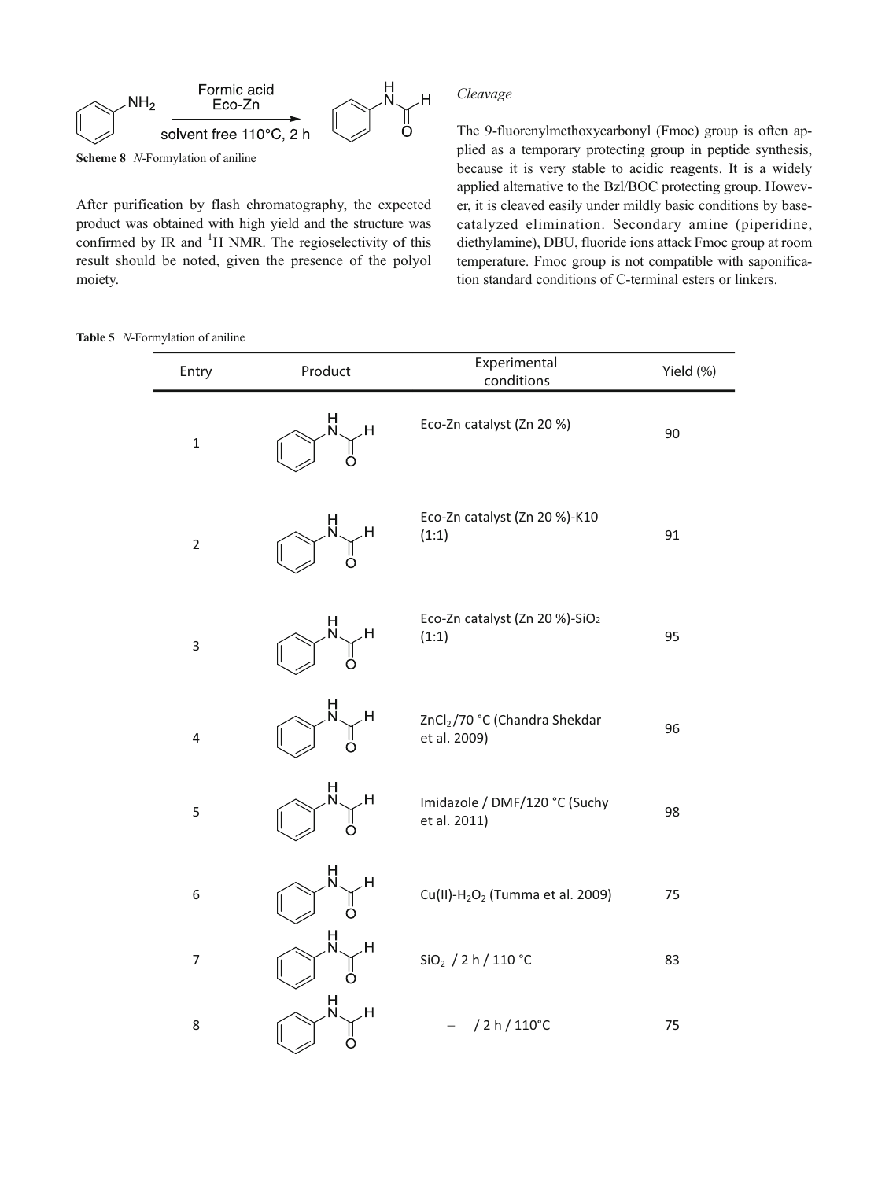Formic acid
Eco-Zn
solvent free 110°C, 2 h

**Scheme 8** *N*-Formylation of aniline

After purification by flash chromatography, the expected product was obtained with high yield and the structure was confirmed by IR and [1]H NMR. The regioselectivity of this result should be noted, given the presence of the polyol moiety.

*Cleavage*

The 9-fluorenylmethoxycarbonyl (Fmoc) group is often applied as a temporary protecting group in peptide synthesis, because it is very stable to acidic reagents. It is a widely applied alternative to the Bzl/BOC protecting group. However, it is cleaved easily under mildly basic conditions by base-catalyzed elimination. Secondary amine (piperidine, diethylamine), DBU, fluoride ions attack Fmoc group at room temperature. Fmoc group is not compatible with saponification standard conditions of C-terminal esters or linkers.

**Table 5** *N*-Formylation of aniline

| Entry | Product | Experimental conditions | Yield (%) |
|---|---|---|---|
| 1 | | Eco-Zn catalyst (Zn 20 %) | 90 |
| 2 | | Eco-Zn catalyst (Zn 20 %)-K10 (1:1) | 91 |
| 3 | | Eco-Zn catalyst (Zn 20 %)-$SiO_2$ (1:1) | 95 |
| 4 | | $ZnCl_2$/70 °C (Chandra Shekdar et al. 2009) | 96 |
| 5 | | Imidazole / DMF/120 °C (Suchy et al. 2011) | 98 |
| 6 | | Cu(II)-$H_2O_2$ (Tumma et al. 2009) | 75 |
| 7 | | $SiO_2$ / 2 h / 110 °C | 83 |
| 8 | | – / 2 h / 110°C | 75 |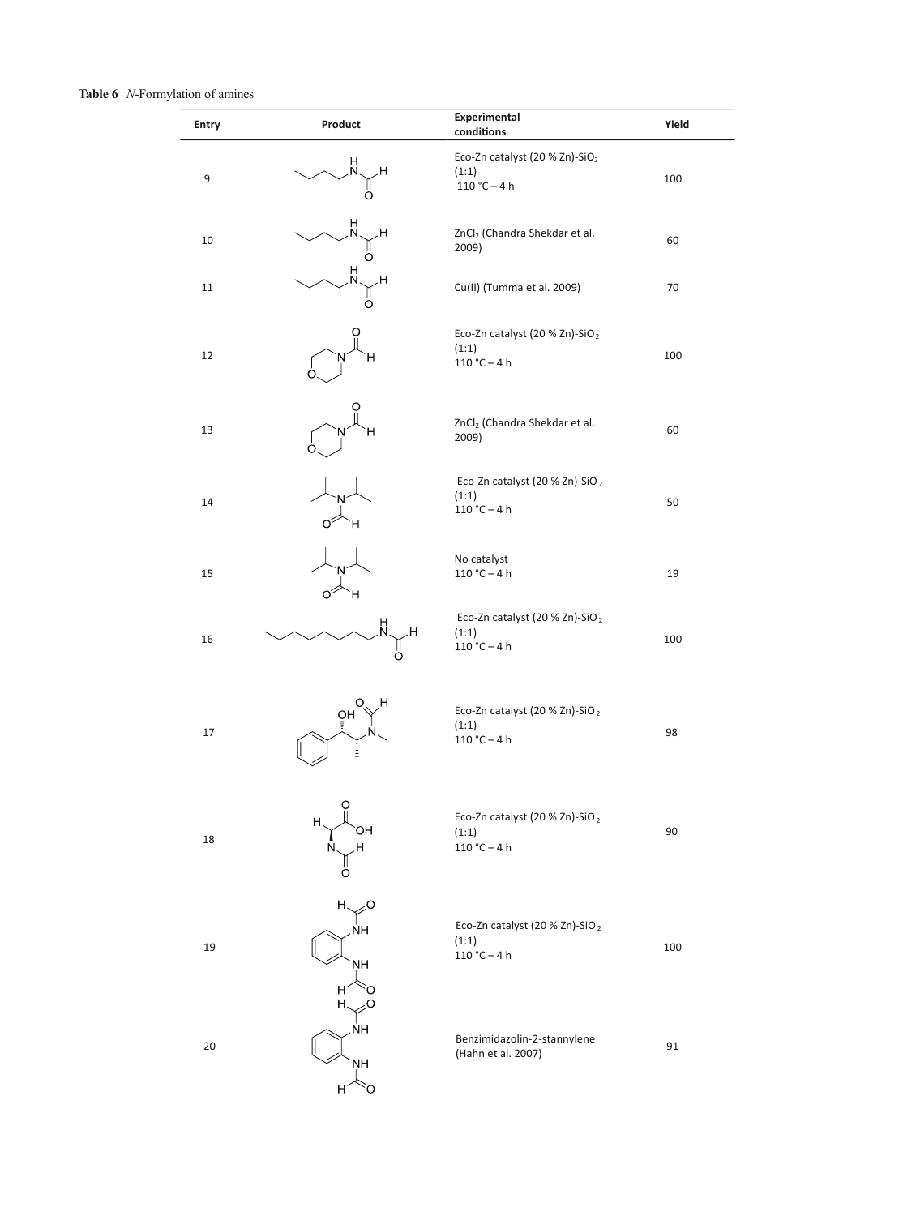**Table 6** *N*-Formylation of amines

| Entry | Product | Experimental conditions | Yield |
|---|---|---|---|
| 9 | | Eco-Zn catalyst (20 % Zn)-$SiO_2$ (1:1) 110 °C – 4 h | 100 |
| 10 | | $ZnCl_2$ (Chandra Shekdar et al. 2009) | 60 |
| 11 | | Cu(II) (Tumma et al. 2009) | 70 |
| 12 | | Eco-Zn catalyst (20 % Zn)-$SiO_2$ (1:1) 110 °C – 4 h | 100 |
| 13 | | $ZnCl_2$ (Chandra Shekdar et al. 2009) | 60 |
| 14 | | Eco-Zn catalyst (20 % Zn)-$SiO_2$ (1:1) 110 °C – 4 h | 50 |
| 15 | | No catalyst 110 °C – 4 h | 19 |
| 16 | | Eco-Zn catalyst (20 % Zn)-$SiO_2$ (1:1) 110 °C – 4 h | 100 |
| 17 | | Eco-Zn catalyst (20 % Zn)-$SiO_2$ (1:1) 110 °C – 4 h | 98 |
| 18 | | Eco-Zn catalyst (20 % Zn)-$SiO_2$ (1:1) 110 °C – 4 h | 90 |
| 19 | | Eco-Zn catalyst (20 % Zn)-$SiO_2$ (1:1) 110 °C – 4 h | 100 |
| 20 | | Benzimidazolin-2-stannylene (Hahn et al. 2007) | 91 |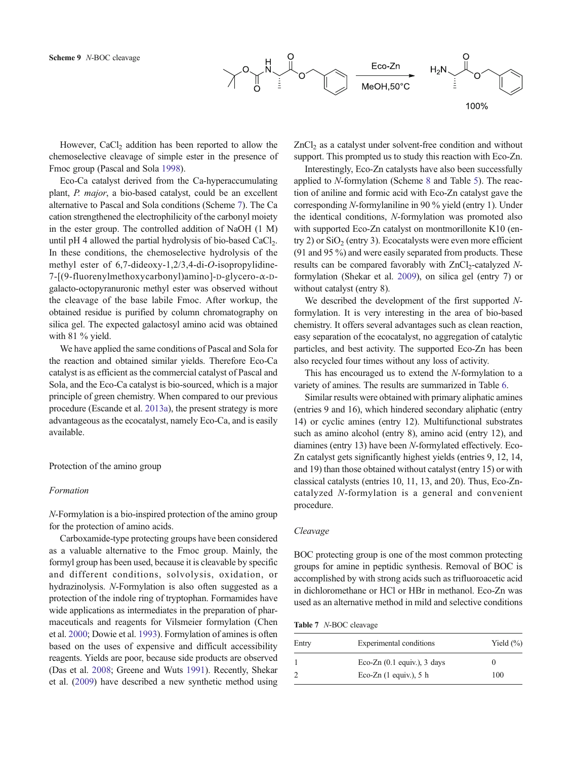**Scheme 9** *N*-BOC cleavage

Eco-Zn

MeOH,50°C

100%

However, $CaCl_2$ addition has been reported to allow the chemoselective cleavage of simple ester in the presence of Fmoc group (Pascal and Sola 1998).

Eco-Ca catalyst derived from the Ca-hyperaccumulating plant, *P. major*, a bio-based catalyst, could be an excellent alternative to Pascal and Sola conditions (Scheme 7). The Ca cation strengthened the electrophilicity of the carbonyl moiety in the ester group. The controlled addition of NaOH (1 M) until pH 4 allowed the partial hydrolysis of bio-based $CaCl_2$. In these conditions, the chemoselective hydrolysis of the methyl ester of 6,7-dideoxy-1,2/3,4-di-*O*-isopropylidine-7-[(9-fluorenylmethoxycarbonyl)amino]-D-glycero-α-D-galacto-octopyranuronic methyl ester was observed without the cleavage of the base labile Fmoc. After workup, the obtained residue is purified by column chromatography on silica gel. The expected galactosyl amino acid was obtained with 81 % yield.

We have applied the same conditions of Pascal and Sola for the reaction and obtained similar yields. Therefore Eco-Ca catalyst is as efficient as the commercial catalyst of Pascal and Sola, and the Eco-Ca catalyst is bio-sourced, which is a major principle of green chemistry. When compared to our previous procedure (Escande et al. 2013a), the present strategy is more advantageous as the ecocatalyst, namely Eco-Ca, and is easily available.

## Protection of the amino group

### *Formation*

*N*-Formylation is a bio-inspired protection of the amino group for the protection of amino acids.

Carboxamide-type protecting groups have been considered as a valuable alternative to the Fmoc group. Mainly, the formyl group has been used, because it is cleavable by specific and different conditions, solvolysis, oxidation, or hydrazinolysis. *N*-Formylation is also often suggested as a protection of the indole ring of tryptophan. Formamides have wide applications as intermediates in the preparation of pharmaceuticals and reagents for Vilsmeier formylation (Chen et al. 2000; Dowie et al. 1993). Formylation of amines is often based on the uses of expensive and difficult accessibility reagents. Yields are poor, because side products are observed (Das et al. 2008; Greene and Wuts 1991). Recently, Shekar et al. (2009) have described a new synthetic method using $ZnCl_2$ as a catalyst under solvent-free condition and without support. This prompted us to study this reaction with Eco-Zn.

Interestingly, Eco-Zn catalysts have also been successfully applied to *N*-formylation (Scheme 8 and Table 5). The reaction of aniline and formic acid with Eco-Zn catalyst gave the corresponding *N*-formylaniline in 90 % yield (entry 1). Under the identical conditions, *N*-formylation was promoted also with supported Eco-Zn catalyst on montmorillonite K10 (entry 2) or $SiO_2$ (entry 3). Ecocatalysts were even more efficient (91 and 95 %) and were easily separated from products. These results can be compared favorably with $ZnCl_2$-catalyzed *N*-formylation (Shekar et al. 2009), on silica gel (entry 7) or without catalyst (entry 8).

We described the development of the first supported *N*-formylation. It is very interesting in the area of bio-based chemistry. It offers several advantages such as clean reaction, easy separation of the ecocatalyst, no aggregation of catalytic particles, and best activity. The supported Eco-Zn has been also recycled four times without any loss of activity.

This has encouraged us to extend the *N*-formylation to a variety of amines. The results are summarized in Table 6.

Similar results were obtained with primary aliphatic amines (entries 9 and 16), which hindered secondary aliphatic (entry 14) or cyclic amines (entry 12). Multifunctional substrates such as amino alcohol (entry 8), amino acid (entry 12), and diamines (entry 13) have been *N*-formylated effectively. Eco-Zn catalyst gets significantly highest yields (entries 9, 12, 14, and 19) than those obtained without catalyst (entry 15) or with classical catalysts (entries 10, 11, 13, and 20). Thus, Eco-Zn-catalyzed *N*-formylation is a general and convenient procedure.

### *Cleavage*

BOC protecting group is one of the most common protecting groups for amine in peptidic synthesis. Removal of BOC is accomplished by with strong acids such as trifluoroacetic acid in dichloromethane or HCl or HBr in methanol. Eco-Zn was used as an alternative method in mild and selective conditions

**Table 7** *N*-BOC cleavage

| Entry | Experimental conditions | Yield (%) |
|---|---|---|
| 1 | Eco-Zn (0.1 equiv.), 3 days | 0 |
| 2 | Eco-Zn (1 equiv.), 5 h | 100 |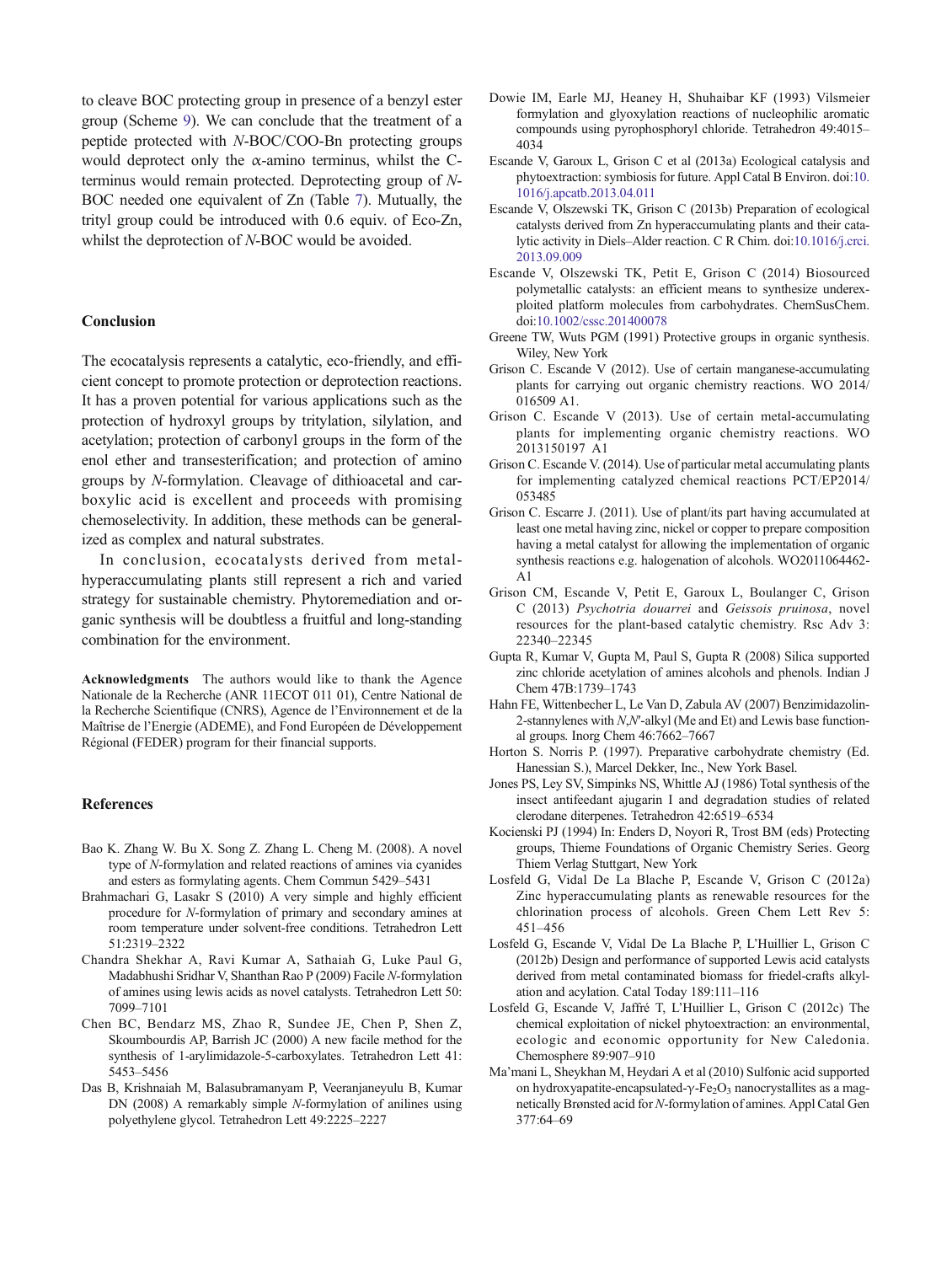to cleave BOC protecting group in presence of a benzyl ester group (Scheme 9). We can conclude that the treatment of a peptide protected with *N*-BOC/COO-Bn protecting groups would deprotect only the α-amino terminus, whilst the C-terminus would remain protected. Deprotecting group of *N*-BOC needed one equivalent of Zn (Table 7). Mutually, the trityl group could be introduced with 0.6 equiv. of Eco-Zn, whilst the deprotection of *N*-BOC would be avoided.

## Conclusion

The ecocatalysis represents a catalytic, eco-friendly, and efficient concept to promote protection or deprotection reactions. It has a proven potential for various applications such as the protection of hydroxyl groups by tritylation, silylation, and acetylation; protection of carbonyl groups in the form of the enol ether and transesterification; and protection of amino groups by *N*-formylation. Cleavage of dithioacetal and carboxylic acid is excellent and proceeds with promising chemoselectivity. In addition, these methods can be generalized as complex and natural substrates.

In conclusion, ecocatalysts derived from metal-hyperaccumulating plants still represent a rich and varied strategy for sustainable chemistry. Phytoremediation and organic synthesis will be doubtless a fruitful and long-standing combination for the environment.

**Acknowledgments** The authors would like to thank the Agence Nationale de la Recherche (ANR 11ECOT 011 01), Centre National de la Recherche Scientifique (CNRS), Agence de l'Environnement et de la Maîtrise de l'Energie (ADEME), and Fond Européen de Développement Régional (FEDER) program for their financial supports.

## References

Bao K. Zhang W. Bu X. Song Z. Zhang L. Cheng M. (2008). A novel type of *N*-formylation and related reactions of amines via cyanides and esters as formylating agents. Chem Commun 5429–5431

Brahmachari G, Lasakr S (2010) A very simple and highly efficient procedure for *N*-formylation of primary and secondary amines at room temperature under solvent-free conditions. Tetrahedron Lett 51:2319–2322

Chandra Shekhar A, Ravi Kumar A, Sathaiah G, Luke Paul G, Madabhushi Sridhar V, Shanthan Rao P (2009) Facile *N*-formylation of amines using lewis acids as novel catalysts. Tetrahedron Lett 50: 7099–7101

Chen BC, Bendarz MS, Zhao R, Sundee JE, Chen P, Shen Z, Skoumbourdis AP, Barrish JC (2000) A new facile method for the synthesis of 1-arylimidazole-5-carboxylates. Tetrahedron Lett 41: 5453–5456

Das B, Krishnaiah M, Balasubramanyam P, Veeranjaneyulu B, Kumar DN (2008) A remarkably simple *N*-formylation of anilines using polyethylene glycol. Tetrahedron Lett 49:2225–2227

Dowie IM, Earle MJ, Heaney H, Shuhaibar KF (1993) Vilsmeier formylation and glyoxylation reactions of nucleophilic aromatic compounds using pyrophosphoryl chloride. Tetrahedron 49:4015–4034

Escande V, Garoux L, Grison C et al (2013a) Ecological catalysis and phytoextraction: symbiosis for future. Appl Catal B Environ. doi:10.1016/j.apcatb.2013.04.011

Escande V, Olszewski TK, Grison C (2013b) Preparation of ecological catalysts derived from Zn hyperaccumulating plants and their catalytic activity in Diels–Alder reaction. C R Chim. doi:10.1016/j.crci.2013.09.009

Escande V, Olszewski TK, Petit E, Grison C (2014) Biosourced polymetallic catalysts: an efficient means to synthesize underexploited platform molecules from carbohydrates. ChemSusChem. doi:10.1002/cssc.201400078

Greene TW, Wuts PGM (1991) Protective groups in organic synthesis. Wiley, New York

Grison C. Escande V (2012). Use of certain manganese-accumulating plants for carrying out organic chemistry reactions. WO 2014/016509 A1.

Grison C. Escande V (2013). Use of certain metal-accumulating plants for implementing organic chemistry reactions. WO 2013150197 A1

Grison C. Escande V. (2014). Use of particular metal accumulating plants for implementing catalyzed chemical reactions PCT/EP2014/053485

Grison C. Escarre J. (2011). Use of plant/its part having accumulated at least one metal having zinc, nickel or copper to prepare composition having a metal catalyst for allowing the implementation of organic synthesis reactions e.g. halogenation of alcohols. WO2011064462-A1

Grison CM, Escande V, Petit E, Garoux L, Boulanger C, Grison C (2013) *Psychotria douarrei* and *Geissois pruinosa*, novel resources for the plant-based catalytic chemistry. Rsc Adv 3: 22340–22345

Gupta R, Kumar V, Gupta M, Paul S, Gupta R (2008) Silica supported zinc chloride acetylation of amines alcohols and phenols. Indian J Chem 47B:1739–1743

Hahn FE, Wittenbecher L, Le Van D, Zabula AV (2007) Benzimidazolin-2-stannylenes with *N*,*N*′-alkyl (Me and Et) and Lewis base functional groups. Inorg Chem 46:7662–7667

Horton S. Norris P. (1997). Preparative carbohydrate chemistry (Ed. Hanessian S.), Marcel Dekker, Inc., New York Basel.

Jones PS, Ley SV, Simpinks NS, Whittle AJ (1986) Total synthesis of the insect antifeedant ajugarin I and degradation studies of related clerodane diterpenes. Tetrahedron 42:6519–6534

Kocienski PJ (1994) In: Enders D, Noyori R, Trost BM (eds) Protecting groups, Thieme Foundations of Organic Chemistry Series. Georg Thiem Verlag Stuttgart, New York

Losfeld G, Vidal De La Blache P, Escande V, Grison C (2012a) Zinc hyperaccumulating plants as renewable resources for the chlorination process of alcohols. Green Chem Lett Rev 5: 451–456

Losfeld G, Escande V, Vidal De La Blache P, L'Huillier L, Grison C (2012b) Design and performance of supported Lewis acid catalysts derived from metal contaminated biomass for friedel-crafts alkylation and acylation. Catal Today 189:111–116

Losfeld G, Escande V, Jaffré T, L'Huillier L, Grison C (2012c) The chemical exploitation of nickel phytoextraction: an environmental, ecologic and economic opportunity for New Caledonia. Chemosphere 89:907–910

Ma'mani L, Sheykhan M, Heydari A et al (2010) Sulfonic acid supported on hydroxyapatite-encapsulated-γ-$Fe_2O_3$ nanocrystallites as a magnetically Brønsted acid for *N*-formylation of amines. Appl Catal Gen 377:64–69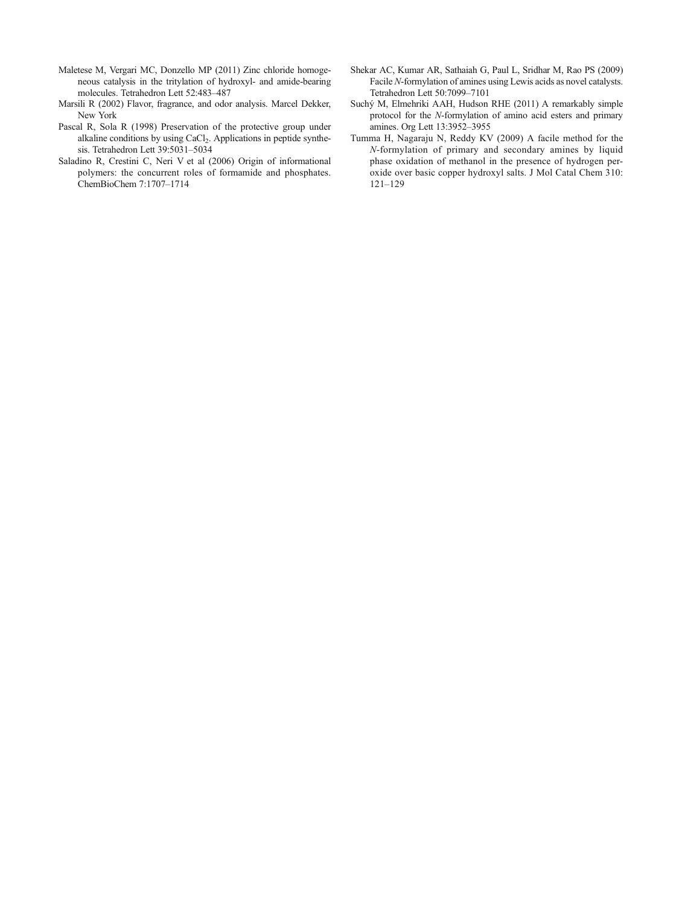Maletese M, Vergari MC, Donzello MP (2011) Zinc chloride homogeneous catalysis in the tritylation of hydroxyl- and amide-bearing molecules. Tetrahedron Lett 52:483–487

Marsili R (2002) Flavor, fragrance, and odor analysis. Marcel Dekker, New York

Pascal R, Sola R (1998) Preservation of the protective group under alkaline conditions by using $CaCl_2$. Applications in peptide synthesis. Tetrahedron Lett 39:5031–5034

Saladino R, Crestini C, Neri V et al (2006) Origin of informational polymers: the concurrent roles of formamide and phosphates. ChemBioChem 7:1707–1714

Shekar AC, Kumar AR, Sathaiah G, Paul L, Sridhar M, Rao PS (2009) Facile *N*-formylation of amines using Lewis acids as novel catalysts. Tetrahedron Lett 50:7099–7101

Suchý M, Elmehriki AAH, Hudson RHE (2011) A remarkably simple protocol for the *N*-formylation of amino acid esters and primary amines. Org Lett 13:3952–3955

Tumma H, Nagaraju N, Reddy KV (2009) A facile method for the *N*-formylation of primary and secondary amines by liquid phase oxidation of methanol in the presence of hydrogen peroxide over basic copper hydroxyl salts. J Mol Catal Chem 310: 121–129